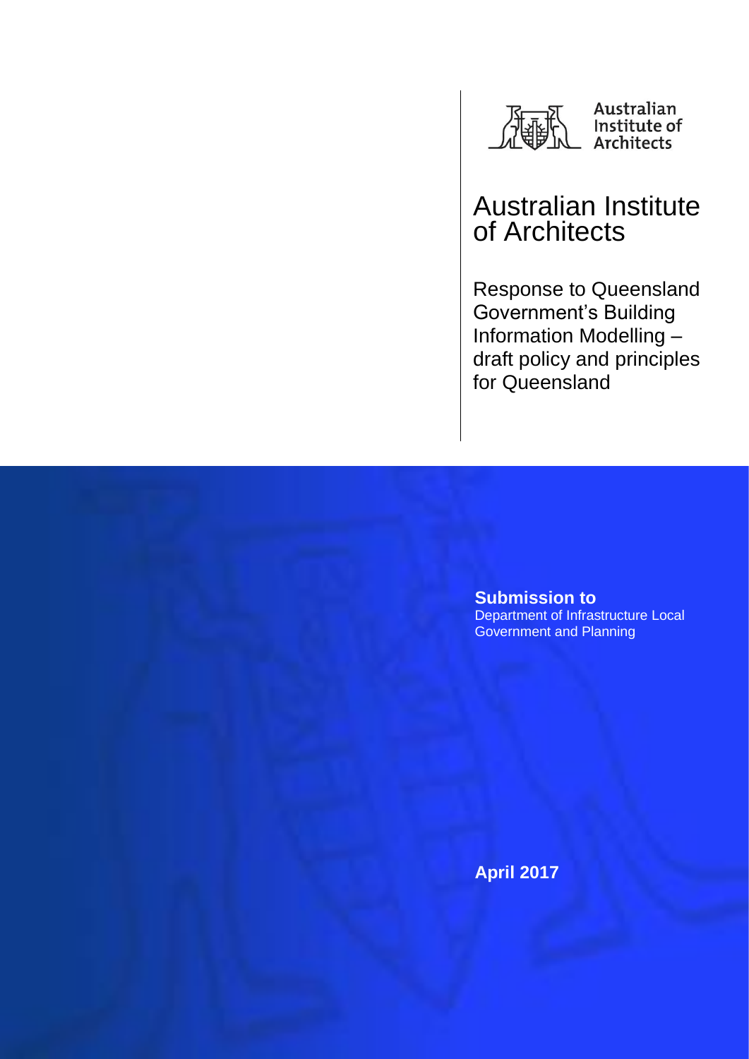Australian Institute of Architects

# Australian Institute of Architects

Response to Queensland Government's Building Information Modelling – draft policy and principles for Queensland

**Submission to**
Department of Infrastructure Local Government and Planning

**April 2017**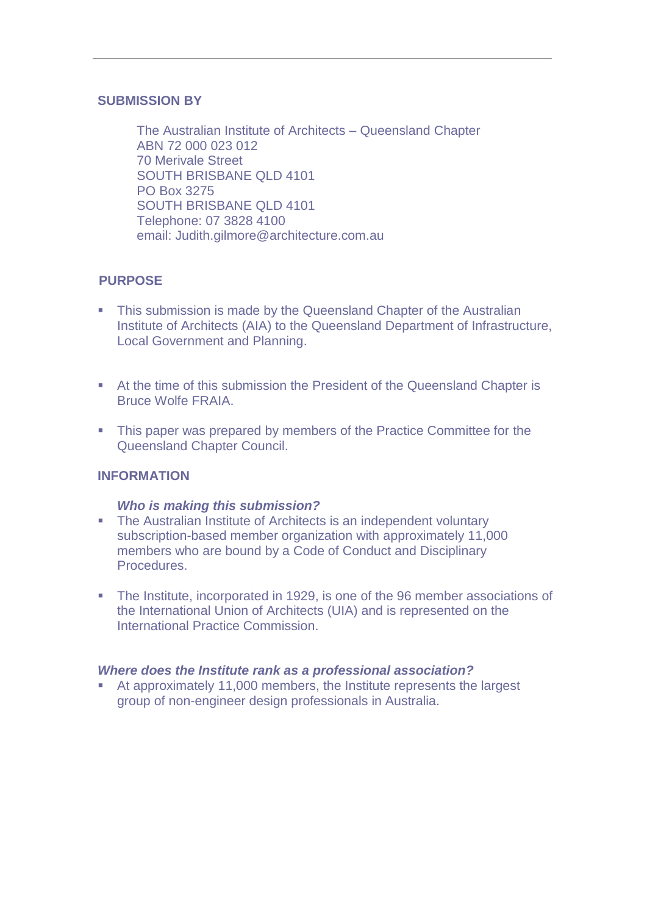## SUBMISSION BY

The Australian Institute of Architects – Queensland Chapter
ABN 72 000 023 012
70 Merivale Street
SOUTH BRISBANE QLD 4101
PO Box 3275
SOUTH BRISBANE QLD 4101
Telephone: 07 3828 4100
email: Judith.gilmore@architecture.com.au

## PURPOSE

- This submission is made by the Queensland Chapter of the Australian Institute of Architects (AIA) to the Queensland Department of Infrastructure, Local Government and Planning.
- At the time of this submission the President of the Queensland Chapter is Bruce Wolfe FRAIA.
- This paper was prepared by members of the Practice Committee for the Queensland Chapter Council.

## INFORMATION

### *Who is making this submission?*

- The Australian Institute of Architects is an independent voluntary subscription-based member organization with approximately 11,000 members who are bound by a Code of Conduct and Disciplinary Procedures.
- The Institute, incorporated in 1929, is one of the 96 member associations of the International Union of Architects (UIA) and is represented on the International Practice Commission.

### *Where does the Institute rank as a professional association?*

- At approximately 11,000 members, the Institute represents the largest group of non-engineer design professionals in Australia.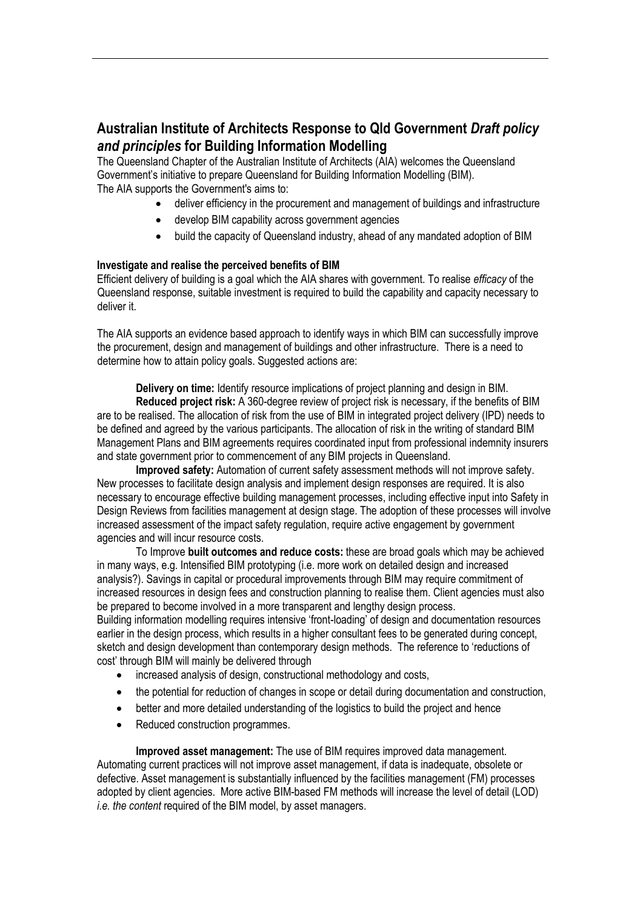## Australian Institute of Architects Response to Qld Government *Draft policy and principles* for Building Information Modelling

The Queensland Chapter of the Australian Institute of Architects (AIA) welcomes the Queensland Government's initiative to prepare Queensland for Building Information Modelling (BIM).
The AIA supports the Government's aims to:

- deliver efficiency in the procurement and management of buildings and infrastructure
- develop BIM capability across government agencies
- build the capacity of Queensland industry, ahead of any mandated adoption of BIM

**Investigate and realise the perceived benefits of BIM**

Efficient delivery of building is a goal which the AIA shares with government. To realise *efficacy* of the Queensland response, suitable investment is required to build the capability and capacity necessary to deliver it.

The AIA supports an evidence based approach to identify ways in which BIM can successfully improve the procurement, design and management of buildings and other infrastructure. There is a need to determine how to attain policy goals. Suggested actions are:

**Delivery on time:** Identify resource implications of project planning and design in BIM.

**Reduced project risk:** A 360-degree review of project risk is necessary, if the benefits of BIM are to be realised. The allocation of risk from the use of BIM in integrated project delivery (IPD) needs to be defined and agreed by the various participants. The allocation of risk in the writing of standard BIM Management Plans and BIM agreements requires coordinated input from professional indemnity insurers and state government prior to commencement of any BIM projects in Queensland.

**Improved safety:** Automation of current safety assessment methods will not improve safety. New processes to facilitate design analysis and implement design responses are required. It is also necessary to encourage effective building management processes, including effective input into Safety in Design Reviews from facilities management at design stage. The adoption of these processes will involve increased assessment of the impact safety regulation, require active engagement by government agencies and will incur resource costs.

To Improve **built outcomes and reduce costs:** these are broad goals which may be achieved in many ways, e.g. Intensified BIM prototyping (i.e. more work on detailed design and increased analysis?). Savings in capital or procedural improvements through BIM may require commitment of increased resources in design fees and construction planning to realise them. Client agencies must also be prepared to become involved in a more transparent and lengthy design process.

Building information modelling requires intensive 'front-loading' of design and documentation resources earlier in the design process, which results in a higher consultant fees to be generated during concept, sketch and design development than contemporary design methods. The reference to 'reductions of cost' through BIM will mainly be delivered through

- increased analysis of design, constructional methodology and costs,
- the potential for reduction of changes in scope or detail during documentation and construction,
- better and more detailed understanding of the logistics to build the project and hence
- Reduced construction programmes.

**Improved asset management:** The use of BIM requires improved data management. Automating current practices will not improve asset management, if data is inadequate, obsolete or defective. Asset management is substantially influenced by the facilities management (FM) processes adopted by client agencies. More active BIM-based FM methods will increase the level of detail (LOD) *i.e. the content* required of the BIM model, by asset managers.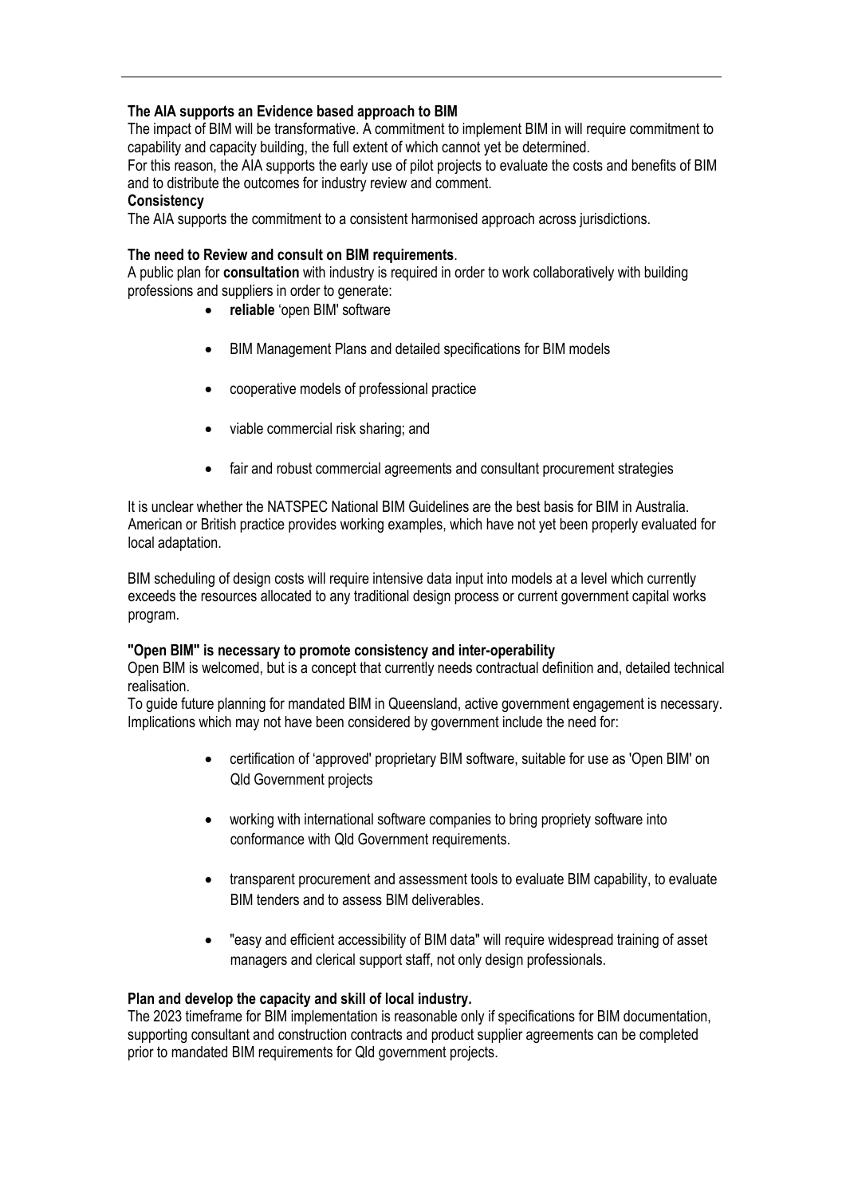**The AIA supports an Evidence based approach to BIM**

The impact of BIM will be transformative. A commitment to implement BIM in will require commitment to capability and capacity building, the full extent of which cannot yet be determined.

For this reason, the AIA supports the early use of pilot projects to evaluate the costs and benefits of BIM and to distribute the outcomes for industry review and comment.

**Consistency**

The AIA supports the commitment to a consistent harmonised approach across jurisdictions.

**The need to Review and consult on BIM requirements**.

A public plan for **consultation** with industry is required in order to work collaboratively with building professions and suppliers in order to generate:

- **reliable** 'open BIM' software
- BIM Management Plans and detailed specifications for BIM models
- cooperative models of professional practice
- viable commercial risk sharing; and
- fair and robust commercial agreements and consultant procurement strategies

It is unclear whether the NATSPEC National BIM Guidelines are the best basis for BIM in Australia. American or British practice provides working examples, which have not yet been properly evaluated for local adaptation.

BIM scheduling of design costs will require intensive data input into models at a level which currently exceeds the resources allocated to any traditional design process or current government capital works program.

**"Open BIM" is necessary to promote consistency and inter-operability**

Open BIM is welcomed, but is a concept that currently needs contractual definition and, detailed technical realisation.

To guide future planning for mandated BIM in Queensland, active government engagement is necessary. Implications which may not have been considered by government include the need for:

- certification of 'approved' proprietary BIM software, suitable for use as 'Open BIM' on Qld Government projects
- working with international software companies to bring propriety software into conformance with Qld Government requirements.
- transparent procurement and assessment tools to evaluate BIM capability, to evaluate BIM tenders and to assess BIM deliverables.
- "easy and efficient accessibility of BIM data" will require widespread training of asset managers and clerical support staff, not only design professionals.

**Plan and develop the capacity and skill of local industry.**

The 2023 timeframe for BIM implementation is reasonable only if specifications for BIM documentation, supporting consultant and construction contracts and product supplier agreements can be completed prior to mandated BIM requirements for Qld government projects.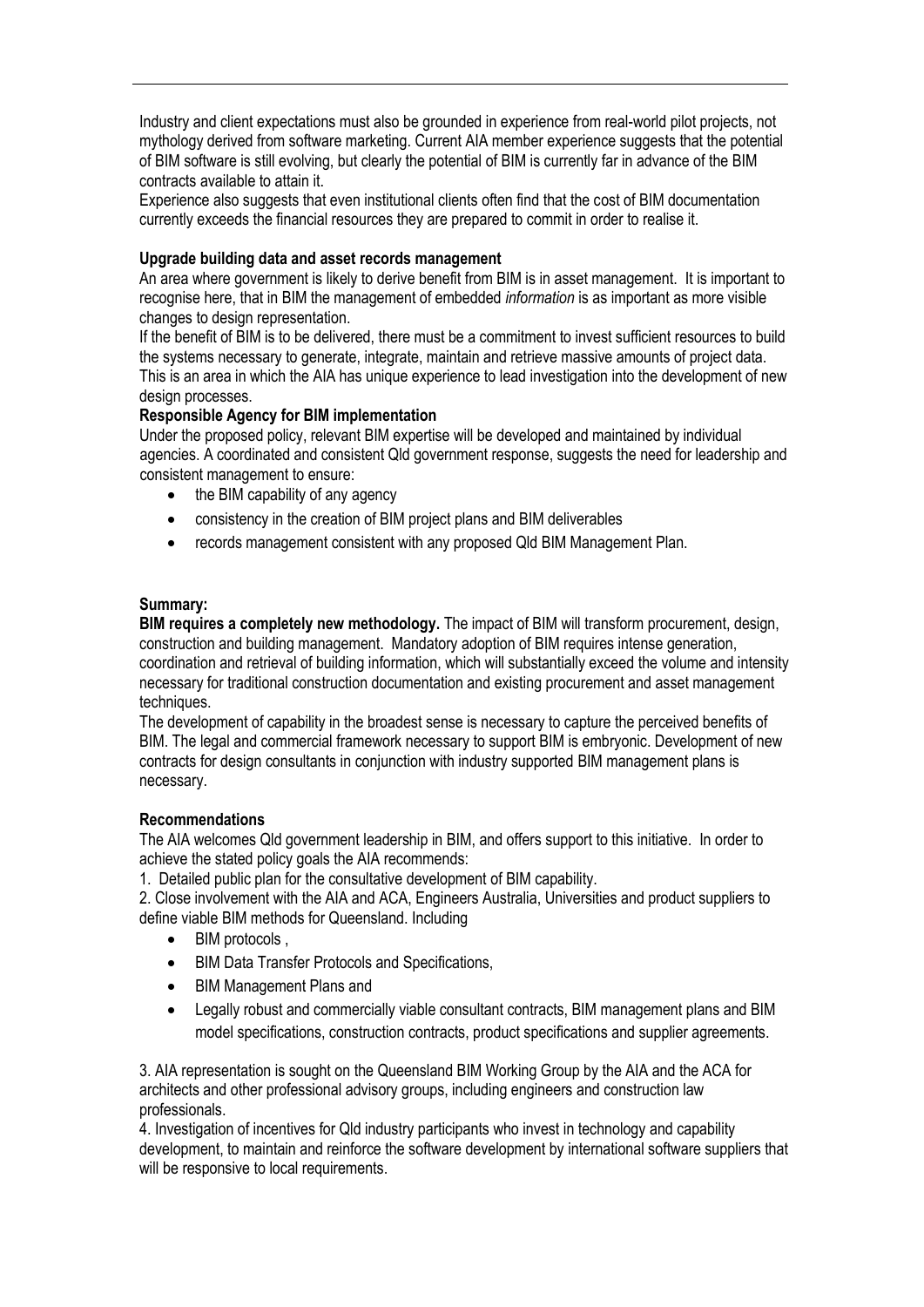Industry and client expectations must also be grounded in experience from real-world pilot projects, not mythology derived from software marketing. Current AIA member experience suggests that the potential of BIM software is still evolving, but clearly the potential of BIM is currently far in advance of the BIM contracts available to attain it.

Experience also suggests that even institutional clients often find that the cost of BIM documentation currently exceeds the financial resources they are prepared to commit in order to realise it.

**Upgrade building data and asset records management**

An area where government is likely to derive benefit from BIM is in asset management. It is important to recognise here, that in BIM the management of embedded *information* is as important as more visible changes to design representation.

If the benefit of BIM is to be delivered, there must be a commitment to invest sufficient resources to build the systems necessary to generate, integrate, maintain and retrieve massive amounts of project data. This is an area in which the AIA has unique experience to lead investigation into the development of new design processes.

**Responsible Agency for BIM implementation**

Under the proposed policy, relevant BIM expertise will be developed and maintained by individual agencies. A coordinated and consistent Qld government response, suggests the need for leadership and consistent management to ensure:

- the BIM capability of any agency
- consistency in the creation of BIM project plans and BIM deliverables
- records management consistent with any proposed Qld BIM Management Plan.

**Summary:**

**BIM requires a completely new methodology.** The impact of BIM will transform procurement, design, construction and building management. Mandatory adoption of BIM requires intense generation, coordination and retrieval of building information, which will substantially exceed the volume and intensity necessary for traditional construction documentation and existing procurement and asset management techniques.

The development of capability in the broadest sense is necessary to capture the perceived benefits of BIM. The legal and commercial framework necessary to support BIM is embryonic. Development of new contracts for design consultants in conjunction with industry supported BIM management plans is necessary.

**Recommendations**

The AIA welcomes Qld government leadership in BIM, and offers support to this initiative. In order to achieve the stated policy goals the AIA recommends:

1. Detailed public plan for the consultative development of BIM capability.

2. Close involvement with the AIA and ACA, Engineers Australia, Universities and product suppliers to define viable BIM methods for Queensland. Including

- BIM protocols ,
- BIM Data Transfer Protocols and Specifications,
- BIM Management Plans and
- Legally robust and commercially viable consultant contracts, BIM management plans and BIM model specifications, construction contracts, product specifications and supplier agreements.

3. AIA representation is sought on the Queensland BIM Working Group by the AIA and the ACA for architects and other professional advisory groups, including engineers and construction law professionals.

4. Investigation of incentives for Qld industry participants who invest in technology and capability development, to maintain and reinforce the software development by international software suppliers that will be responsive to local requirements.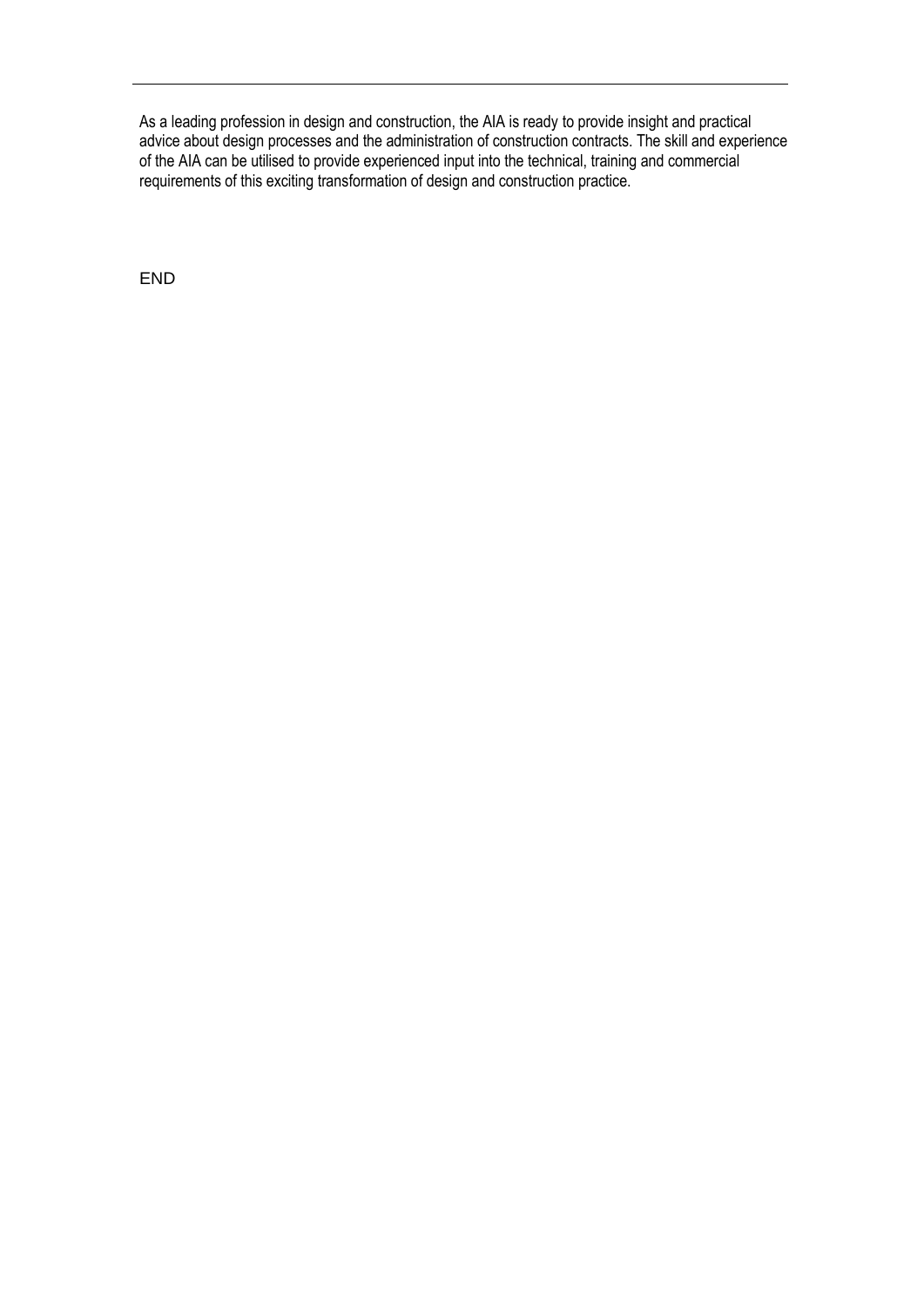As a leading profession in design and construction, the AIA is ready to provide insight and practical advice about design processes and the administration of construction contracts. The skill and experience of the AIA can be utilised to provide experienced input into the technical, training and commercial requirements of this exciting transformation of design and construction practice.

END